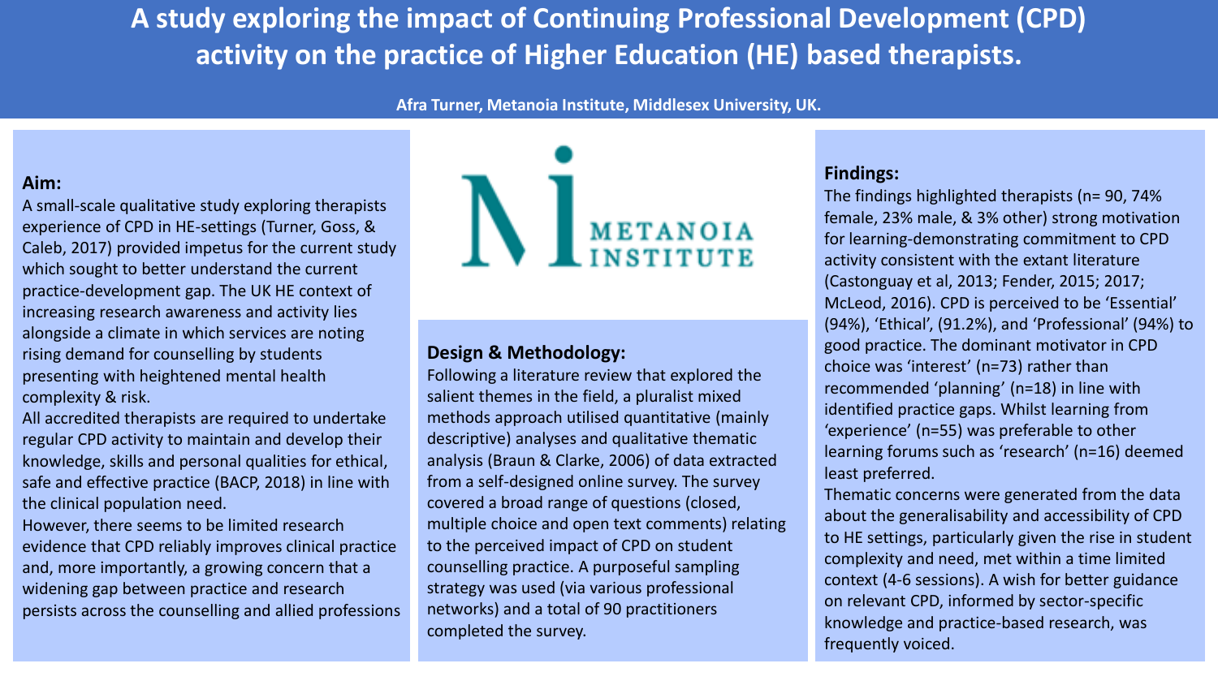# A study exploring the impact of Continuing Professional Development (CPD) activity on the practice of Higher Education (HE) based therapists.

**Afra Turner, Metanoia Institute, Middlesex University, UK.**

METANOIA INSTITUTE

**Aim:**

A small-scale qualitative study exploring therapists experience of CPD in HE-settings (Turner, Goss, & Caleb, 2017) provided impetus for the current study which sought to better understand the current practice-development gap. The UK HE context of increasing research awareness and activity lies alongside a climate in which services are noting rising demand for counselling by students presenting with heightened mental health complexity & risk.

All accredited therapists are required to undertake regular CPD activity to maintain and develop their knowledge, skills and personal qualities for ethical, safe and effective practice (BACP, 2018) in line with the clinical population need.

However, there seems to be limited research evidence that CPD reliably improves clinical practice and, more importantly, a growing concern that a widening gap between practice and research persists across the counselling and allied professions

**Design & Methodology:**

Following a literature review that explored the salient themes in the field, a pluralist mixed methods approach utilised quantitative (mainly descriptive) analyses and qualitative thematic analysis (Braun & Clarke, 2006) of data extracted from a self-designed online survey. The survey covered a broad range of questions (closed, multiple choice and open text comments) relating to the perceived impact of CPD on student counselling practice. A purposeful sampling strategy was used (via various professional networks) and a total of 90 practitioners completed the survey.

**Findings:**

The findings highlighted therapists (n= 90, 74% female, 23% male, & 3% other) strong motivation for learning-demonstrating commitment to CPD activity consistent with the extant literature (Castonguay et al, 2013; Fender, 2015; 2017; McLeod, 2016). CPD is perceived to be 'Essential' (94%), 'Ethical', (91.2%), and 'Professional' (94%) to good practice. The dominant motivator in CPD choice was 'interest' (n=73) rather than recommended 'planning' (n=18) in line with identified practice gaps. Whilst learning from 'experience' (n=55) was preferable to other learning forums such as 'research' (n=16) deemed least preferred.

Thematic concerns were generated from the data about the generalisability and accessibility of CPD to HE settings, particularly given the rise in student complexity and need, met within a time limited context (4-6 sessions). A wish for better guidance on relevant CPD, informed by sector-specific knowledge and practice-based research, was frequently voiced.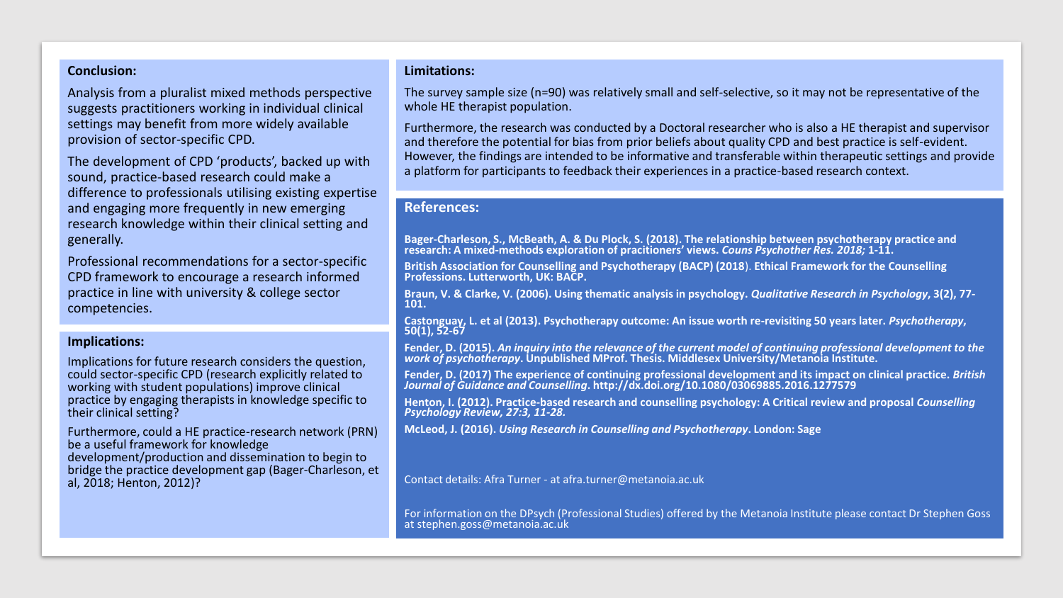## Conclusion:

Analysis from a pluralist mixed methods perspective suggests practitioners working in individual clinical settings may benefit from more widely available provision of sector-specific CPD.

The development of CPD 'products', backed up with sound, practice-based research could make a difference to professionals utilising existing expertise and engaging more frequently in new emerging research knowledge within their clinical setting and generally.

Professional recommendations for a sector-specific CPD framework to encourage a research informed practice in line with university & college sector competencies.

## Implications:

Implications for future research considers the question, could sector-specific CPD (research explicitly related to working with student populations) improve clinical practice by engaging therapists in knowledge specific to their clinical setting?

Furthermore, could a HE practice-research network (PRN) be a useful framework for knowledge development/production and dissemination to begin to bridge the practice development gap (Bager-Charleson, et al, 2018; Henton, 2012)?

## Limitations:

The survey sample size (n=90) was relatively small and self-selective, so it may not be representative of the whole HE therapist population.

Furthermore, the research was conducted by a Doctoral researcher who is also a HE therapist and supervisor and therefore the potential for bias from prior beliefs about quality CPD and best practice is self-evident. However, the findings are intended to be informative and transferable within therapeutic settings and provide a platform for participants to feedback their experiences in a practice-based research context.

## References:

**Bager-Charleson, S., McBeath, A. & Du Plock, S. (2018). The relationship between psychotherapy practice and research: A mixed-methods exploration of practitioners' views. *Couns Psychother Res. 2018;* 1-11.**

**British Association for Counselling and Psychotherapy (BACP) (2018). Ethical Framework for the Counselling Professions. Lutterworth, UK: BACP.**

**Braun, V. & Clarke, V. (2006). Using thematic analysis in psychology. *Qualitative Research in Psychology*, 3(2), 77-101.**

**Castonguay, L. et al (2013). Psychotherapy outcome: An issue worth re-revisiting 50 years later. *Psychotherapy*, 50(1), 52-67**

**Fender, D. (2015). *An inquiry into the relevance of the current model of continuing professional development to the work of psychotherapy*. Unpublished MProf. Thesis. Middlesex University/Metanoia Institute.**

**Fender, D. (2017) The experience of continuing professional development and its impact on clinical practice. *British Journal of Guidance and Counselling*. http://dx.doi.org/10.1080/03069885.2016.1277579**

**Henton, I. (2012). Practice-based research and counselling psychology: A Critical review and proposal *Counselling Psychology Review, 27:3, 11-28.***

**McLeod, J. (2016). *Using Research in Counselling and Psychotherapy*. London: Sage**

Contact details: Afra Turner - at afra.turner@metanoia.ac.uk

For information on the DPsych (Professional Studies) offered by the Metanoia Institute please contact Dr Stephen Goss at stephen.goss@metanoia.ac.uk